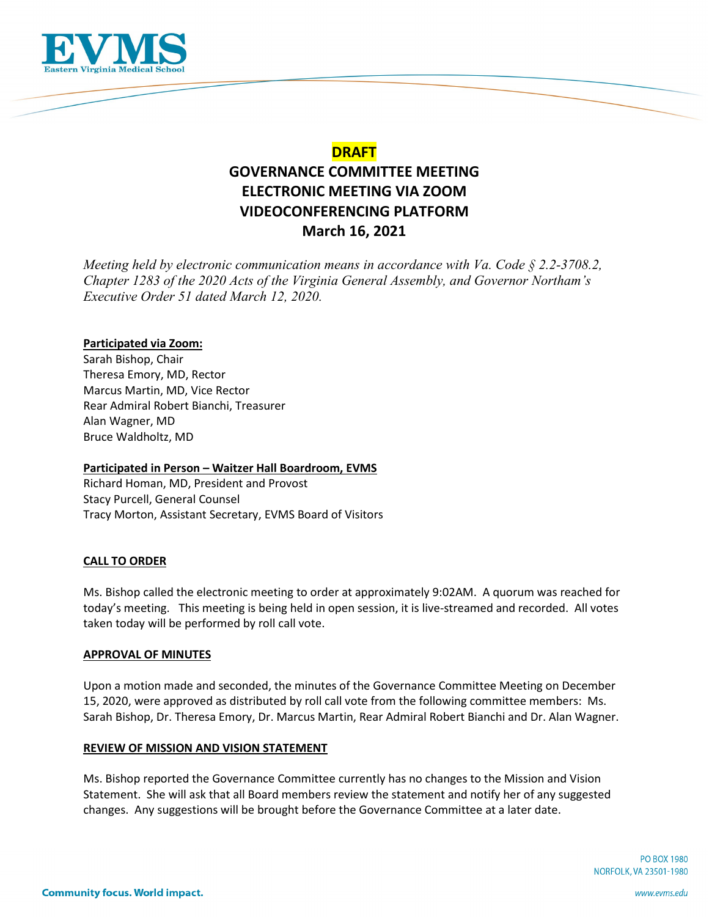**DRAFT**

# GOVERNANCE COMMITTEE MEETING
# ELECTRONIC MEETING VIA ZOOM
# VIDEOCONFERENCING PLATFORM
# March 16, 2021

*Meeting held by electronic communication means in accordance with Va. Code § 2.2-3708.2, Chapter 1283 of the 2020 Acts of the Virginia General Assembly, and Governor Northam's Executive Order 51 dated March 12, 2020.*

**Participated via Zoom:**
Sarah Bishop, Chair
Theresa Emory, MD, Rector
Marcus Martin, MD, Vice Rector
Rear Admiral Robert Bianchi, Treasurer
Alan Wagner, MD
Bruce Waldholtz, MD

**Participated in Person – Waitzer Hall Boardroom, EVMS**
Richard Homan, MD, President and Provost
Stacy Purcell, General Counsel
Tracy Morton, Assistant Secretary, EVMS Board of Visitors

## CALL TO ORDER

Ms. Bishop called the electronic meeting to order at approximately 9:02AM. A quorum was reached for today's meeting. This meeting is being held in open session, it is live-streamed and recorded. All votes taken today will be performed by roll call vote.

## APPROVAL OF MINUTES

Upon a motion made and seconded, the minutes of the Governance Committee Meeting on December 15, 2020, were approved as distributed by roll call vote from the following committee members: Ms. Sarah Bishop, Dr. Theresa Emory, Dr. Marcus Martin, Rear Admiral Robert Bianchi and Dr. Alan Wagner.

## REVIEW OF MISSION AND VISION STATEMENT

Ms. Bishop reported the Governance Committee currently has no changes to the Mission and Vision Statement. She will ask that all Board members review the statement and notify her of any suggested changes. Any suggestions will be brought before the Governance Committee at a later date.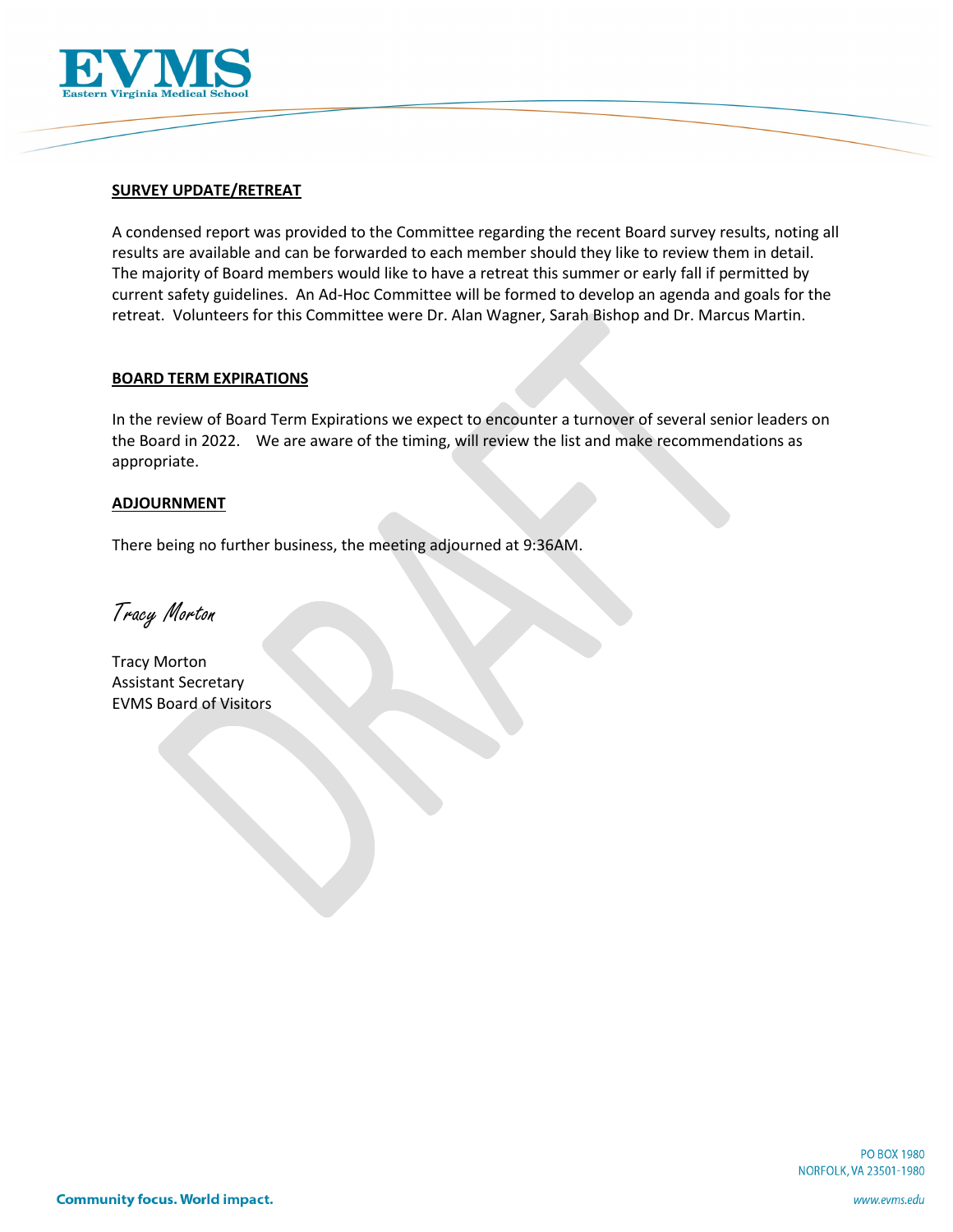**SURVEY UPDATE/RETREAT**

A condensed report was provided to the Committee regarding the recent Board survey results, noting all results are available and can be forwarded to each member should they like to review them in detail. The majority of Board members would like to have a retreat this summer or early fall if permitted by current safety guidelines. An Ad-Hoc Committee will be formed to develop an agenda and goals for the retreat. Volunteers for this Committee were Dr. Alan Wagner, Sarah Bishop and Dr. Marcus Martin.

**BOARD TERM EXPIRATIONS**

In the review of Board Term Expirations we expect to encounter a turnover of several senior leaders on the Board in 2022. We are aware of the timing, will review the list and make recommendations as appropriate.

**ADJOURNMENT**

There being no further business, the meeting adjourned at 9:36AM.

*Tracy Morton*

Tracy Morton
Assistant Secretary
EVMS Board of Visitors